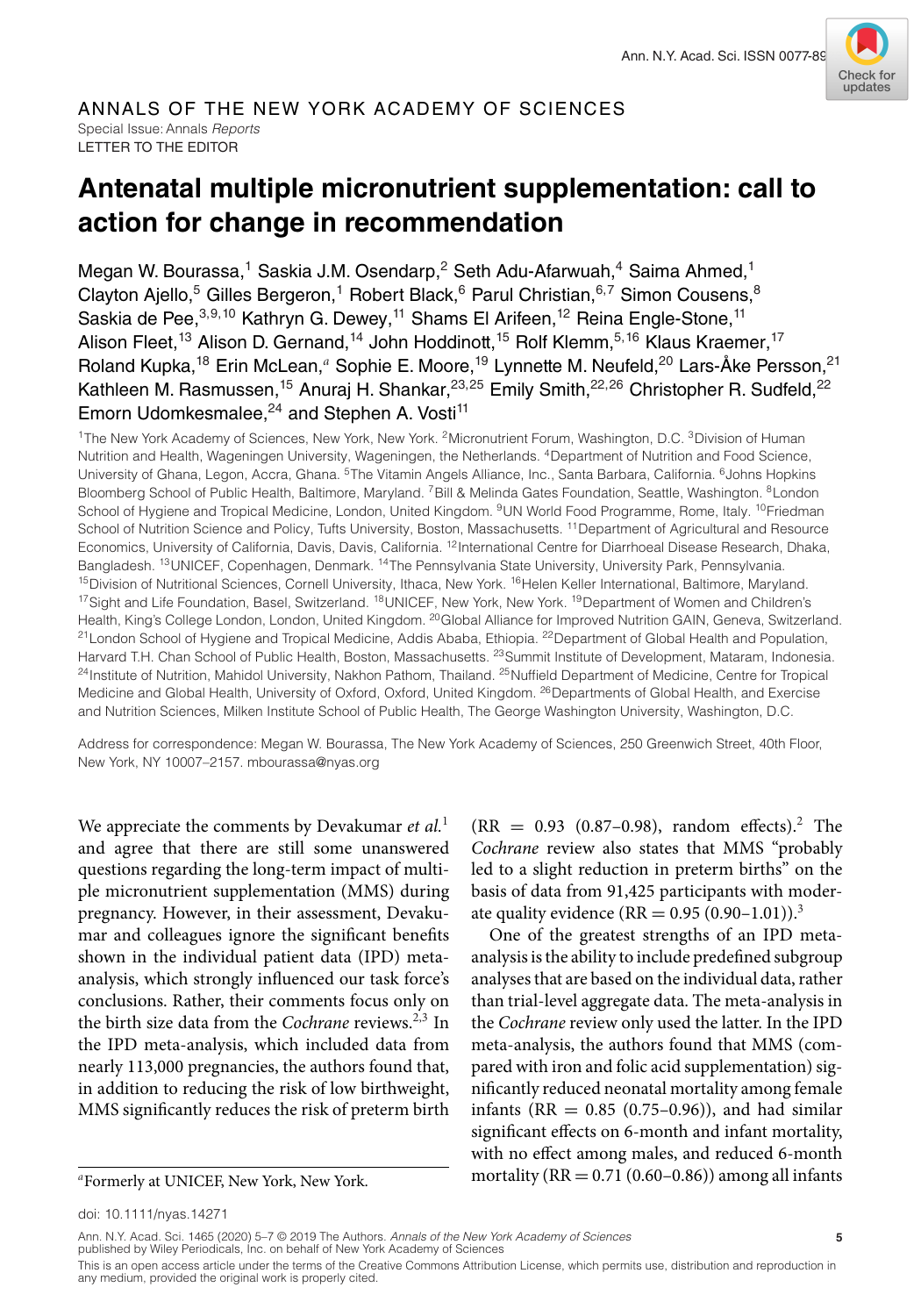ANNALS OF THE NEW YORK ACADEMY OF SCIENCES
Special Issue: Annals *Reports*
LETTER TO THE EDITOR

# Antenatal multiple micronutrient supplementation: call to action for change in recommendation

Megan W. Bourassa,[1] Saskia J.M. Osendarp,[2] Seth Adu-Afarwuah,[4] Saima Ahmed,[1] Clayton Ajello,[5] Gilles Bergeron,[1] Robert Black,[6] Parul Christian,[6,7] Simon Cousens,[8] Saskia de Pee,[3,9,10] Kathryn G. Dewey,[11] Shams El Arifeen,[12] Reina Engle-Stone,[11] Alison Fleet,[13] Alison D. Gernand,[14] John Hoddinott,[15] Rolf Klemm,[5,16] Klaus Kraemer,[17] Roland Kupka,[18] Erin McLean,[a] Sophie E. Moore,[19] Lynnette M. Neufeld,[20] Lars-Åke Persson,[21] Kathleen M. Rasmussen,[15] Anuraj H. Shankar,[23,25] Emily Smith,[22,26] Christopher R. Sudfeld,[22] Emorn Udomkesmalee,[24] and Stephen A. Vosti[11]

[1]The New York Academy of Sciences, New York, New York. [2]Micronutrient Forum, Washington, D.C. [3]Division of Human Nutrition and Health, Wageningen University, Wageningen, the Netherlands. [4]Department of Nutrition and Food Science, University of Ghana, Legon, Accra, Ghana. [5]The Vitamin Angels Alliance, Inc., Santa Barbara, California. [6]Johns Hopkins Bloomberg School of Public Health, Baltimore, Maryland. [7]Bill & Melinda Gates Foundation, Seattle, Washington. [8]London School of Hygiene and Tropical Medicine, London, United Kingdom. [9]UN World Food Programme, Rome, Italy. [10]Friedman School of Nutrition Science and Policy, Tufts University, Boston, Massachusetts. [11]Department of Agricultural and Resource Economics, University of California, Davis, Davis, California. [12]International Centre for Diarrhoeal Disease Research, Dhaka, Bangladesh. [13]UNICEF, Copenhagen, Denmark. [14]The Pennsylvania State University, University Park, Pennsylvania. [15]Division of Nutritional Sciences, Cornell University, Ithaca, New York. [16]Helen Keller International, Baltimore, Maryland. [17]Sight and Life Foundation, Basel, Switzerland. [18]UNICEF, New York, New York. [19]Department of Women and Children's Health, King's College London, London, United Kingdom. [20]Global Alliance for Improved Nutrition GAIN, Geneva, Switzerland. [21]London School of Hygiene and Tropical Medicine, Addis Ababa, Ethiopia. [22]Department of Global Health and Population, Harvard T.H. Chan School of Public Health, Boston, Massachusetts. [23]Summit Institute of Development, Mataram, Indonesia. [24]Institute of Nutrition, Mahidol University, Nakhon Pathom, Thailand. [25]Nuffield Department of Medicine, Centre for Tropical Medicine and Global Health, University of Oxford, Oxford, United Kingdom. [26]Departments of Global Health, and Exercise and Nutrition Sciences, Milken Institute School of Public Health, The George Washington University, Washington, D.C.

Address for correspondence: Megan W. Bourassa, The New York Academy of Sciences, 250 Greenwich Street, 40th Floor, New York, NY 10007–2157. mbourassa@nyas.org

We appreciate the comments by Devakumar *et al.*[1] and agree that there are still some unanswered questions regarding the long-term impact of multiple micronutrient supplementation (MMS) during pregnancy. However, in their assessment, Devakumar and colleagues ignore the significant benefits shown in the individual patient data (IPD) meta-analysis, which strongly influenced our task force's conclusions. Rather, their comments focus only on the birth size data from the *Cochrane* reviews.[2,3] In the IPD meta-analysis, which included data from nearly 113,000 pregnancies, the authors found that, in addition to reducing the risk of low birthweight, MMS significantly reduces the risk of preterm birth (RR = 0.93 (0.87–0.98), random effects).[2] The *Cochrane* review also states that MMS "probably led to a slight reduction in preterm births" on the basis of data from 91,425 participants with moderate quality evidence (RR = 0.95 (0.90–1.01)).[3]

One of the greatest strengths of an IPD meta-analysis is the ability to include predefined subgroup analyses that are based on the individual data, rather than trial-level aggregate data. The meta-analysis in the *Cochrane* review only used the latter. In the IPD meta-analysis, the authors found that MMS (compared with iron and folic acid supplementation) significantly reduced neonatal mortality among female infants (RR = 0.85 (0.75–0.96)), and had similar significant effects on 6-month and infant mortality, with no effect among males, and reduced 6-month mortality (RR = 0.71 (0.60–0.86)) among all infants

[a]Formerly at UNICEF, New York, New York.

doi: 10.1111/nyas.14271

This is an open access article under the terms of the Creative Commons Attribution License, which permits use, distribution and reproduction in any medium, provided the original work is properly cited.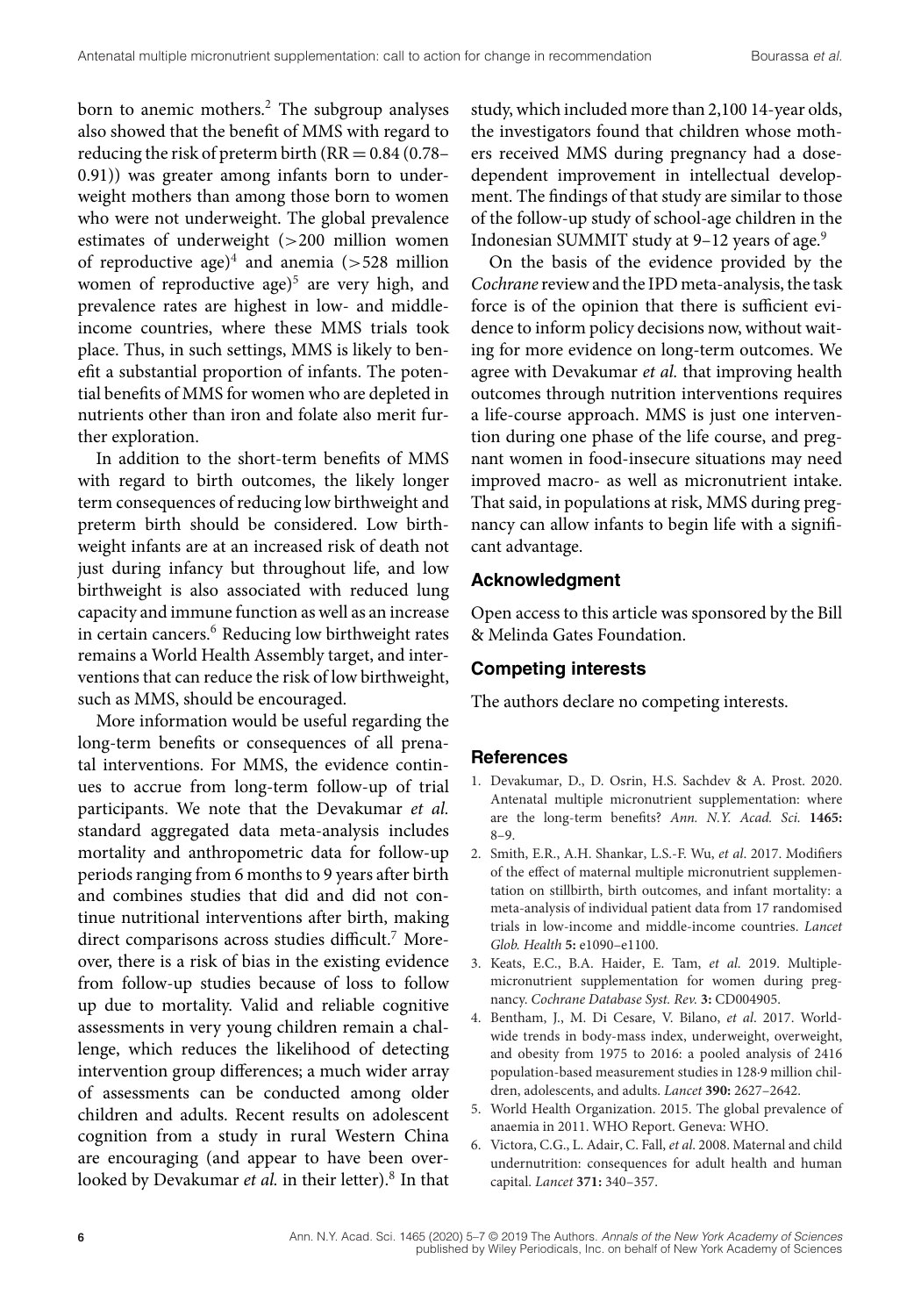born to anemic mothers.[2] The subgroup analyses also showed that the benefit of MMS with regard to reducing the risk of preterm birth (RR = 0.84 (0.78–0.91)) was greater among infants born to underweight mothers than among those born to women who were not underweight. The global prevalence estimates of underweight (>200 million women of reproductive age)[4] and anemia (>528 million women of reproductive age)[5] are very high, and prevalence rates are highest in low- and middle-income countries, where these MMS trials took place. Thus, in such settings, MMS is likely to benefit a substantial proportion of infants. The potential benefits of MMS for women who are depleted in nutrients other than iron and folate also merit further exploration.

In addition to the short-term benefits of MMS with regard to birth outcomes, the likely longer term consequences of reducing low birthweight and preterm birth should be considered. Low birthweight infants are at an increased risk of death not just during infancy but throughout life, and low birthweight is also associated with reduced lung capacity and immune function as well as an increase in certain cancers.[6] Reducing low birthweight rates remains a World Health Assembly target, and interventions that can reduce the risk of low birthweight, such as MMS, should be encouraged.

More information would be useful regarding the long-term benefits or consequences of all prenatal interventions. For MMS, the evidence continues to accrue from long-term follow-up of trial participants. We note that the Devakumar *et al.* standard aggregated data meta-analysis includes mortality and anthropometric data for follow-up periods ranging from 6 months to 9 years after birth and combines studies that did and did not continue nutritional interventions after birth, making direct comparisons across studies difficult.[7] Moreover, there is a risk of bias in the existing evidence from follow-up studies because of loss to follow up due to mortality. Valid and reliable cognitive assessments in very young children remain a challenge, which reduces the likelihood of detecting intervention group differences; a much wider array of assessments can be conducted among older children and adults. Recent results on adolescent cognition from a study in rural Western China are encouraging (and appear to have been overlooked by Devakumar *et al.* in their letter).[8] In that study, which included more than 2,100 14-year olds, the investigators found that children whose mothers received MMS during pregnancy had a dose-dependent improvement in intellectual development. The findings of that study are similar to those of the follow-up study of school-age children in the Indonesian SUMMIT study at 9–12 years of age.[9]

On the basis of the evidence provided by the *Cochrane* review and the IPD meta-analysis, the task force is of the opinion that there is sufficient evidence to inform policy decisions now, without waiting for more evidence on long-term outcomes. We agree with Devakumar *et al.* that improving health outcomes through nutrition interventions requires a life-course approach. MMS is just one intervention during one phase of the life course, and pregnant women in food-insecure situations may need improved macro- as well as micronutrient intake. That said, in populations at risk, MMS during pregnancy can allow infants to begin life with a significant advantage.

## Acknowledgment

Open access to this article was sponsored by the Bill & Melinda Gates Foundation.

## Competing interests

The authors declare no competing interests.

## References

1. Devakumar, D., D. Osrin, H.S. Sachdev & A. Prost. 2020. Antenatal multiple micronutrient supplementation: where are the long-term benefits? *Ann. N.Y. Acad. Sci.* **1465:** 8–9.
2. Smith, E.R., A.H. Shankar, L.S.-F. Wu, *et al*. 2017. Modifiers of the effect of maternal multiple micronutrient supplementation on stillbirth, birth outcomes, and infant mortality: a meta-analysis of individual patient data from 17 randomised trials in low-income and middle-income countries. *Lancet Glob. Health* **5:** e1090–e1100.
3. Keats, E.C., B.A. Haider, E. Tam, *et al*. 2019. Multiple-micronutrient supplementation for women during pregnancy. *Cochrane Database Syst. Rev.* **3:** CD004905.
4. Bentham, J., M. Di Cesare, V. Bilano, *et al*. 2017. Worldwide trends in body-mass index, underweight, overweight, and obesity from 1975 to 2016: a pooled analysis of 2416 population-based measurement studies in 128·9 million children, adolescents, and adults. *Lancet* **390:** 2627–2642.
5. World Health Organization. 2015. The global prevalence of anaemia in 2011. WHO Report. Geneva: WHO.
6. Victora, C.G., L. Adair, C. Fall, *et al*. 2008. Maternal and child undernutrition: consequences for adult health and human capital. *Lancet* **371:** 340–357.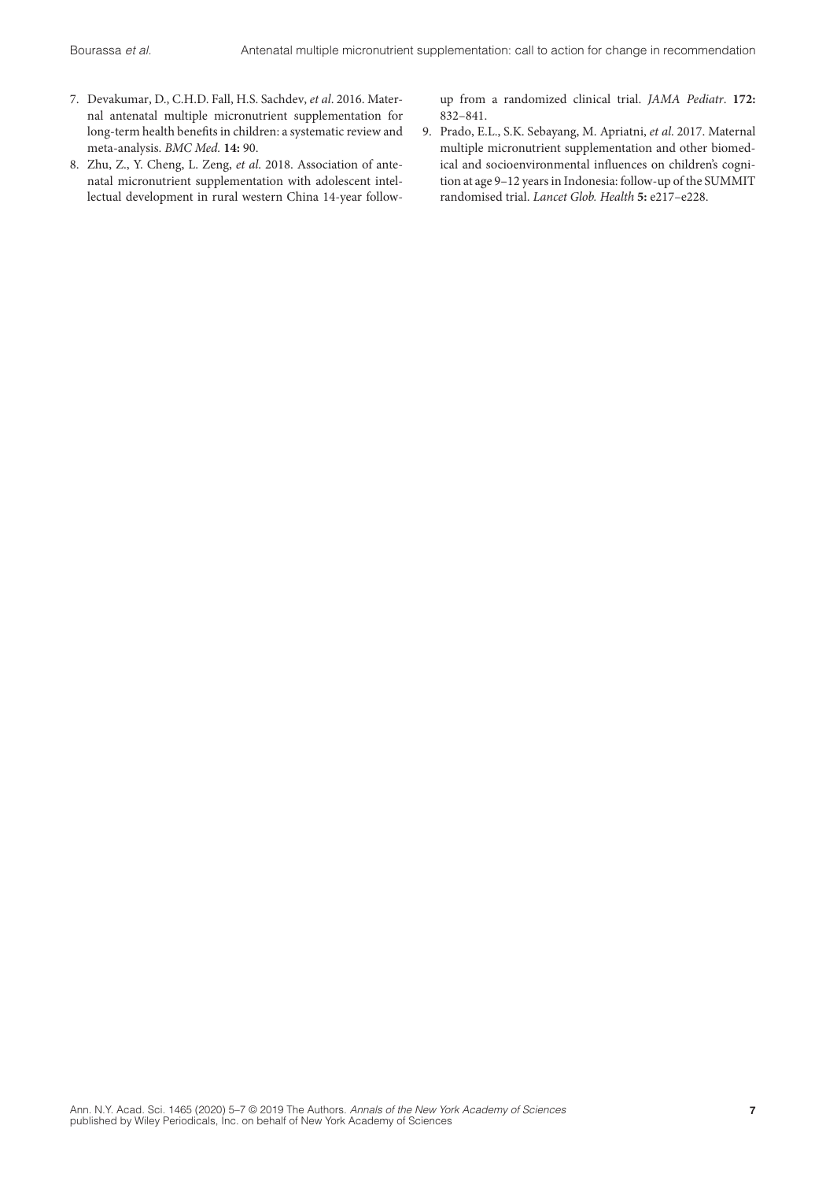7. Devakumar, D., C.H.D. Fall, H.S. Sachdev, *et al*. 2016. Maternal antenatal multiple micronutrient supplementation for long-term health benefits in children: a systematic review and meta-analysis. *BMC Med.* **14:** 90.
8. Zhu, Z., Y. Cheng, L. Zeng, *et al*. 2018. Association of antenatal micronutrient supplementation with adolescent intellectual development in rural western China 14-year follow-up from a randomized clinical trial. *JAMA Pediatr*. **172:** 832–841.
9. Prado, E.L., S.K. Sebayang, M. Apriatni, *et al*. 2017. Maternal multiple micronutrient supplementation and other biomedical and socioenvironmental influences on children's cognition at age 9–12 years in Indonesia: follow-up of the SUMMIT randomised trial. *Lancet Glob. Health* **5:** e217–e228.